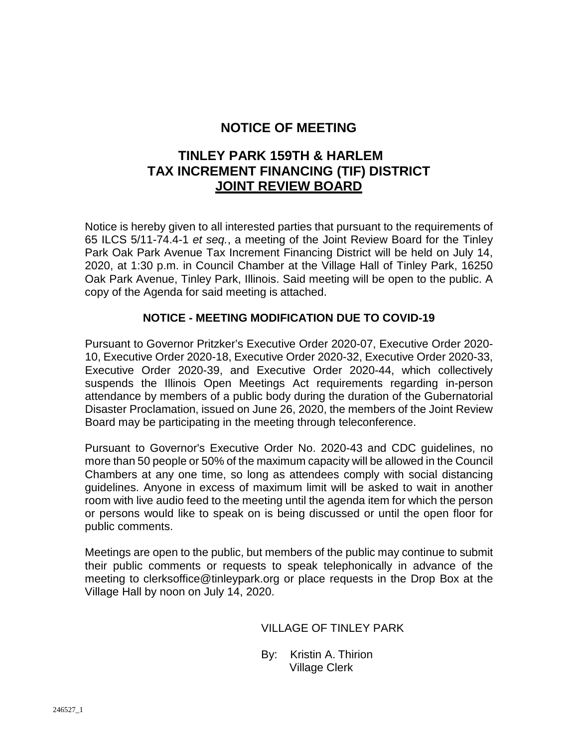# NOTICE OF MEETING

## TINLEY PARK 159TH & HARLEM TAX INCREMENT FINANCING (TIF) DISTRICT <u>JOINT REVIEW BOARD</u>

Notice is hereby given to all interested parties that pursuant to the requirements of 65 ILCS 5/11-74.4-1 *et seq.*, a meeting of the Joint Review Board for the Tinley Park Oak Park Avenue Tax Increment Financing District will be held on July 14, 2020, at 1:30 p.m. in Council Chamber at the Village Hall of Tinley Park, 16250 Oak Park Avenue, Tinley Park, Illinois. Said meeting will be open to the public. A copy of the Agenda for said meeting is attached.

### NOTICE - MEETING MODIFICATION DUE TO COVID-19

Pursuant to Governor Pritzker's Executive Order 2020-07, Executive Order 2020-10, Executive Order 2020-18, Executive Order 2020-32, Executive Order 2020-33, Executive Order 2020-39, and Executive Order 2020-44, which collectively suspends the Illinois Open Meetings Act requirements regarding in-person attendance by members of a public body during the duration of the Gubernatorial Disaster Proclamation, issued on June 26, 2020, the members of the Joint Review Board may be participating in the meeting through teleconference.

Pursuant to Governor's Executive Order No. 2020-43 and CDC guidelines, no more than 50 people or 50% of the maximum capacity will be allowed in the Council Chambers at any one time, so long as attendees comply with social distancing guidelines. Anyone in excess of maximum limit will be asked to wait in another room with live audio feed to the meeting until the agenda item for which the person or persons would like to speak on is being discussed or until the open floor for public comments.

Meetings are open to the public, but members of the public may continue to submit their public comments or requests to speak telephonically in advance of the meeting to clerksoffice@tinleypark.org or place requests in the Drop Box at the Village Hall by noon on July 14, 2020.

VILLAGE OF TINLEY PARK

By: Kristin A. Thirion
Village Clerk

246527_1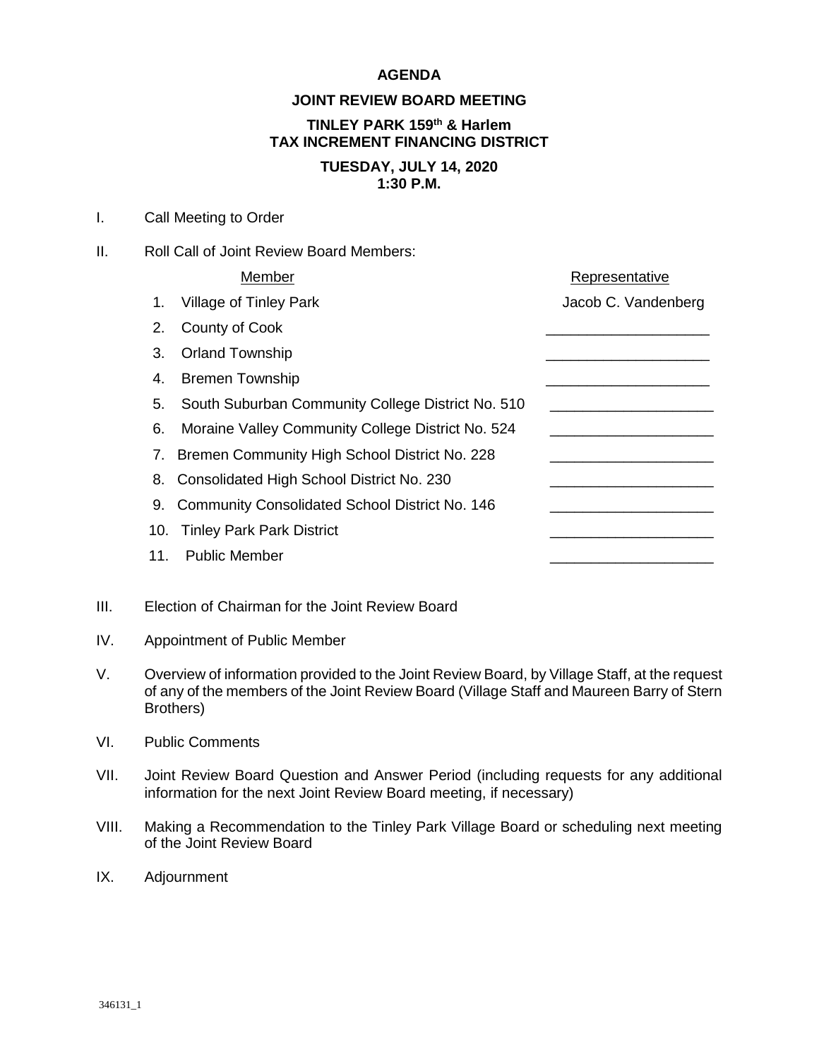**AGENDA**

**JOINT REVIEW BOARD MEETING**

**TINLEY PARK 159th & Harlem**
**TAX INCREMENT FINANCING DISTRICT**

**TUESDAY, JULY 14, 2020**
**1:30 P.M.**

I. Call Meeting to Order

II. Roll Call of Joint Review Board Members:

| Member | Representative |
|---|---|
| 1. Village of Tinley Park | Jacob C. Vandenberg |
| 2. County of Cook | ____________________ |
| 3. Orland Township | ____________________ |
| 4. Bremen Township | ____________________ |
| 5. South Suburban Community College District No. 510 | ____________________ |
| 6. Moraine Valley Community College District No. 524 | ____________________ |
| 7. Bremen Community High School District No. 228 | ____________________ |
| 8. Consolidated High School District No. 230 | ____________________ |
| 9. Community Consolidated School District No. 146 | ____________________ |
| 10. Tinley Park Park District | ____________________ |
| 11. Public Member | ____________________ |

III. Election of Chairman for the Joint Review Board

IV. Appointment of Public Member

V. Overview of information provided to the Joint Review Board, by Village Staff, at the request of any of the members of the Joint Review Board (Village Staff and Maureen Barry of Stern Brothers)

VI. Public Comments

VII. Joint Review Board Question and Answer Period (including requests for any additional information for the next Joint Review Board meeting, if necessary)

VIII. Making a Recommendation to the Tinley Park Village Board or scheduling next meeting of the Joint Review Board

IX. Adjournment

346131_1